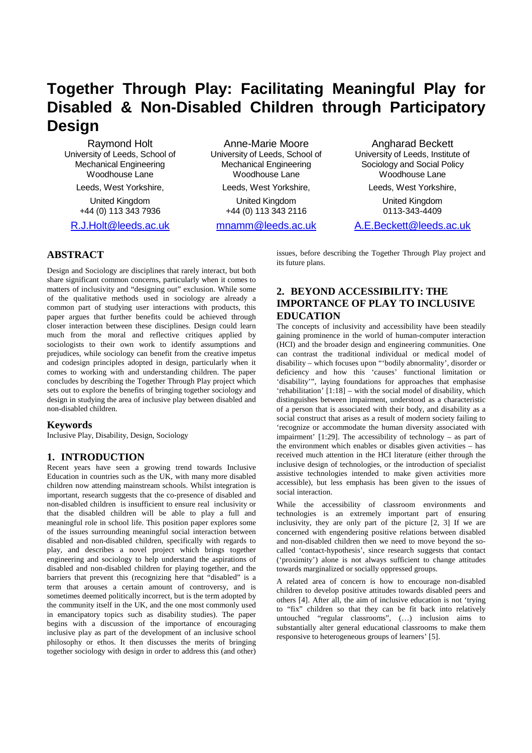# Together Through Play: Facilitating Meaningful Play for Disabled & Non-Disabled Children through Participatory Design

Raymond Holt
University of Leeds, School of Mechanical Engineering
Woodhouse Lane
Leeds, West Yorkshire,
United Kingdom
+44 (0) 113 343 7936
R.J.Holt@leeds.ac.uk

Anne-Marie Moore
University of Leeds, School of Mechanical Engineering
Woodhouse Lane
Leeds, West Yorkshire,
United Kingdom
+44 (0) 113 343 2116
mnamm@leeds.ac.uk

Angharad Beckett
University of Leeds, Institute of Sociology and Social Policy
Woodhouse Lane
Leeds, West Yorkshire,
United Kingdom
0113-343-4409
A.E.Beckett@leeds.ac.uk

## ABSTRACT

Design and Sociology are disciplines that rarely interact, but both share significant common concerns, particularly when it comes to matters of inclusivity and "designing out" exclusion. While some of the qualitative methods used in sociology are already a common part of studying user interactions with products, this paper argues that further benefits could be achieved through closer interaction between these disciplines. Design could learn much from the moral and reflective critiques applied by sociologists to their own work to identify assumptions and prejudices, while sociology can benefit from the creative impetus and codesign principles adopted in design, particularly when it comes to working with and understanding children. The paper concludes by describing the Together Through Play project which sets out to explore the benefits of bringing together sociology and design in studying the area of inclusive play between disabled and non-disabled children.

### Keywords

Inclusive Play, Disability, Design, Sociology

## 1. INTRODUCTION

Recent years have seen a growing trend towards Inclusive Education in countries such as the UK, with many more disabled children now attending mainstream schools. Whilst integration is important, research suggests that the co-presence of disabled and non-disabled children is insufficient to ensure real inclusivity or that the disabled children will be able to play a full and meaningful role in school life. This position paper explores some of the issues surrounding meaningful social interaction between disabled and non-disabled children, specifically with regards to play, and describes a novel project which brings together engineering and sociology to help understand the aspirations of disabled and non-disabled children for playing together, and the barriers that prevent this (recognizing here that "disabled" is a term that arouses a certain amount of controversy, and is sometimes deemed politically incorrect, but is the term adopted by the community itself in the UK, and the one most commonly used in emancipatory topics such as disability studies). The paper begins with a discussion of the importance of encouraging inclusive play as part of the development of an inclusive school philosophy or ethos. It then discusses the merits of bringing together sociology with design in order to address this (and other) issues, before describing the Together Through Play project and its future plans.

## 2. BEYOND ACCESSIBILITY: THE IMPORTANCE OF PLAY TO INCLUSIVE EDUCATION

The concepts of inclusivity and accessibility have been steadily gaining prominence in the world of human-computer interaction (HCI) and the broader design and engineering communities. One can contrast the traditional individual or medical model of disability – which focuses upon "'bodily abnormality', disorder or deficiency and how this 'causes' functional limitation or 'disability'", laying foundations for approaches that emphasise 'rehabilitation' [1:18] – with the social model of disability, which distinguishes between impairment, understood as a characteristic of a person that is associated with their body, and disability as a social construct that arises as a result of modern society failing to 'recognize or accommodate the human diversity associated with impairment' [1:29]. The accessibility of technology – as part of the environment which enables or disables given activities – has received much attention in the HCI literature (either through the inclusive design of technologies, or the introduction of specialist assistive technologies intended to make given activities more accessible), but less emphasis has been given to the issues of social interaction.

While the accessibility of classroom environments and technologies is an extremely important part of ensuring inclusivity, they are only part of the picture [2, 3] If we are concerned with engendering positive relations between disabled and non-disabled children then we need to move beyond the so-called 'contact-hypothesis', since research suggests that contact ('proximity') alone is not always sufficient to change attitudes towards marginalized or socially oppressed groups.

A related area of concern is how to encourage non-disabled children to develop positive attitudes towards disabled peers and others [4]. After all, the aim of inclusive education is not 'trying to "fix" children so that they can be fit back into relatively untouched "regular classrooms", (…) inclusion aims to substantially alter general educational classrooms to make them responsive to heterogeneous groups of learners' [5].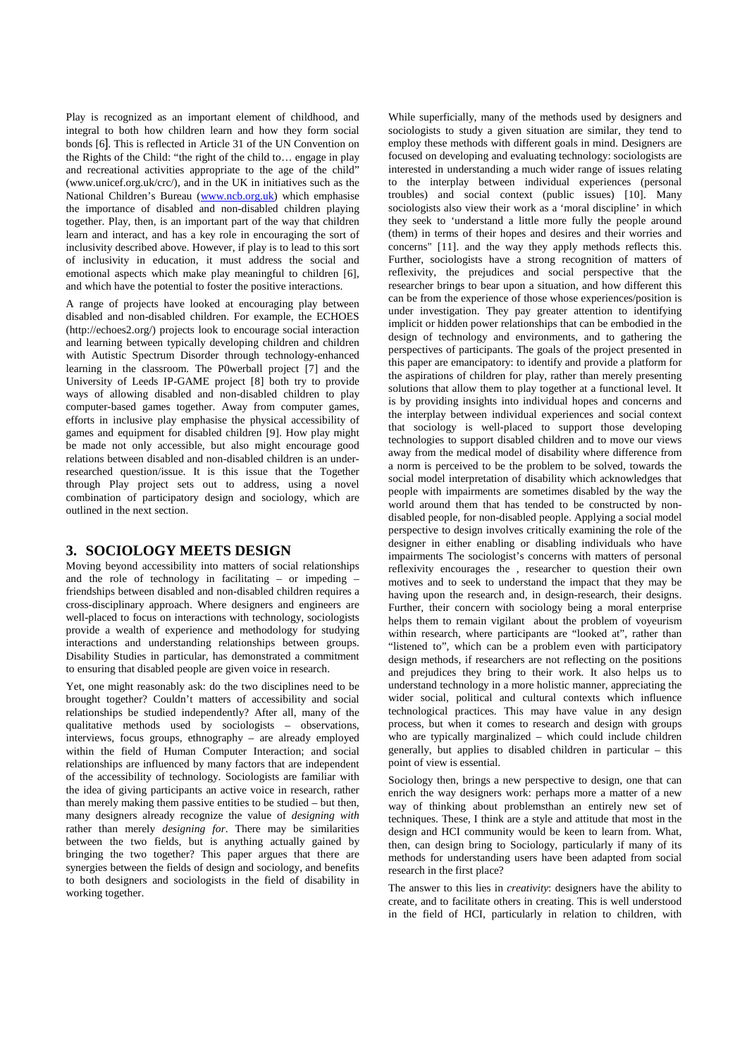Play is recognized as an important element of childhood, and integral to both how children learn and how they form social bonds [6]. This is reflected in Article 31 of the UN Convention on the Rights of the Child: "the right of the child to… engage in play and recreational activities appropriate to the age of the child" (www.unicef.org.uk/crc/), and in the UK in initiatives such as the National Children's Bureau (www.ncb.org.uk) which emphasise the importance of disabled and non-disabled children playing together. Play, then, is an important part of the way that children learn and interact, and has a key role in encouraging the sort of inclusivity described above. However, if play is to lead to this sort of inclusivity in education, it must address the social and emotional aspects which make play meaningful to children [6], and which have the potential to foster the positive interactions.

A range of projects have looked at encouraging play between disabled and non-disabled children. For example, the ECHOES (http://echoes2.org/) projects look to encourage social interaction and learning between typically developing children and children with Autistic Spectrum Disorder through technology-enhanced learning in the classroom. The P0werball project [7] and the University of Leeds IP-GAME project [8] both try to provide ways of allowing disabled and non-disabled children to play computer-based games together. Away from computer games, efforts in inclusive play emphasise the physical accessibility of games and equipment for disabled children [9]. How play might be made not only accessible, but also might encourage good relations between disabled and non-disabled children is an under-researched question/issue. It is this issue that the Together through Play project sets out to address, using a novel combination of participatory design and sociology, which are outlined in the next section.

## 3. SOCIOLOGY MEETS DESIGN

Moving beyond accessibility into matters of social relationships and the role of technology in facilitating – or impeding – friendships between disabled and non-disabled children requires a cross-disciplinary approach. Where designers and engineers are well-placed to focus on interactions with technology, sociologists provide a wealth of experience and methodology for studying interactions and understanding relationships between groups. Disability Studies in particular, has demonstrated a commitment to ensuring that disabled people are given voice in research.

Yet, one might reasonably ask: do the two disciplines need to be brought together? Couldn't matters of accessibility and social relationships be studied independently? After all, many of the qualitative methods used by sociologists – observations, interviews, focus groups, ethnography – are already employed within the field of Human Computer Interaction; and social relationships are influenced by many factors that are independent of the accessibility of technology. Sociologists are familiar with the idea of giving participants an active voice in research, rather than merely making them passive entities to be studied – but then, many designers already recognize the value of *designing with* rather than merely *designing for*. There may be similarities between the two fields, but is anything actually gained by bringing the two together? This paper argues that there are synergies between the fields of design and sociology, and benefits to both designers and sociologists in the field of disability in working together.

While superficially, many of the methods used by designers and sociologists to study a given situation are similar, they tend to employ these methods with different goals in mind. Designers are focused on developing and evaluating technology: sociologists are interested in understanding a much wider range of issues relating to the interplay between individual experiences (personal troubles) and social context (public issues) [10]. Many sociologists also view their work as a 'moral discipline' in which they seek to 'understand a little more fully the people around (them) in terms of their hopes and desires and their worries and concerns" [11]. and the way they apply methods reflects this. Further, sociologists have a strong recognition of matters of reflexivity, the prejudices and social perspective that the researcher brings to bear upon a situation, and how different this can be from the experience of those whose experiences/position is under investigation. They pay greater attention to identifying implicit or hidden power relationships that can be embodied in the design of technology and environments, and to gathering the perspectives of participants. The goals of the project presented in this paper are emancipatory: to identify and provide a platform for the aspirations of children for play, rather than merely presenting solutions that allow them to play together at a functional level. It is by providing insights into individual hopes and concerns and the interplay between individual experiences and social context that sociology is well-placed to support those developing technologies to support disabled children and to move our views away from the medical model of disability where difference from a norm is perceived to be the problem to be solved, towards the social model interpretation of disability which acknowledges that people with impairments are sometimes disabled by the way the world around them that has tended to be constructed by non-disabled people, for non-disabled people. Applying a social model perspective to design involves critically examining the role of the designer in either enabling or disabling individuals who have impairments The sociologist's concerns with matters of personal reflexivity encourages the , researcher to question their own motives and to seek to understand the impact that they may be having upon the research and, in design-research, their designs. Further, their concern with sociology being a moral enterprise helps them to remain vigilant about the problem of voyeurism within research, where participants are "looked at", rather than "listened to", which can be a problem even with participatory design methods, if researchers are not reflecting on the positions and prejudices they bring to their work. It also helps us to understand technology in a more holistic manner, appreciating the wider social, political and cultural contexts which influence technological practices. This may have value in any design process, but when it comes to research and design with groups who are typically marginalized – which could include children generally, but applies to disabled children in particular – this point of view is essential.

Sociology then, brings a new perspective to design, one that can enrich the way designers work: perhaps more a matter of a new way of thinking about problemsthan an entirely new set of techniques. These, I think are a style and attitude that most in the design and HCI community would be keen to learn from. What, then, can design bring to Sociology, particularly if many of its methods for understanding users have been adapted from social research in the first place?

The answer to this lies in *creativity*: designers have the ability to create, and to facilitate others in creating. This is well understood in the field of HCI, particularly in relation to children, with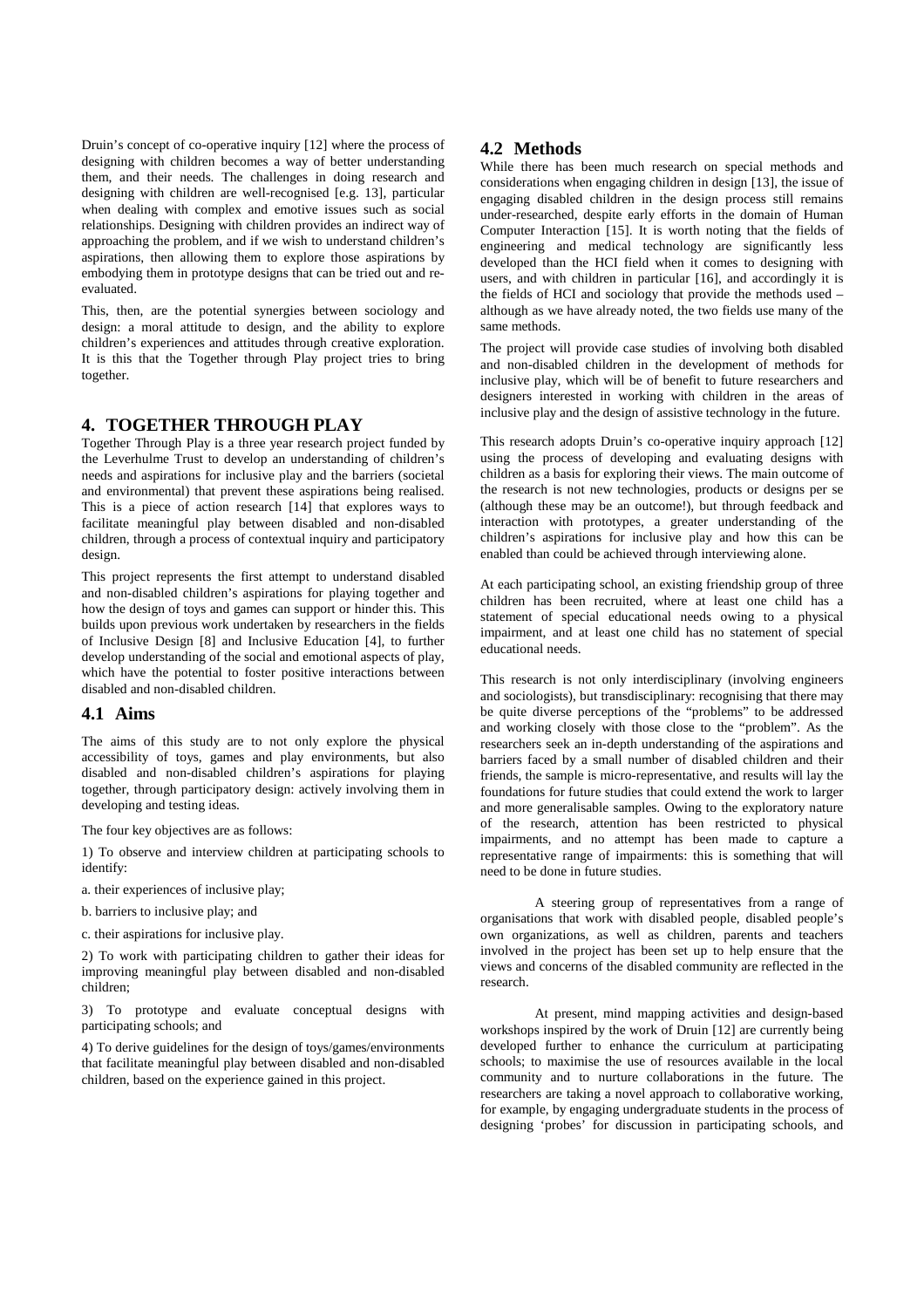Druin's concept of co-operative inquiry [12] where the process of designing with children becomes a way of better understanding them, and their needs. The challenges in doing research and designing with children are well-recognised [e.g. 13], particular when dealing with complex and emotive issues such as social relationships. Designing with children provides an indirect way of approaching the problem, and if we wish to understand children's aspirations, then allowing them to explore those aspirations by embodying them in prototype designs that can be tried out and re-evaluated.

This, then, are the potential synergies between sociology and design: a moral attitude to design, and the ability to explore children's experiences and attitudes through creative exploration. It is this that the Together through Play project tries to bring together.

## 4. TOGETHER THROUGH PLAY

Together Through Play is a three year research project funded by the Leverhulme Trust to develop an understanding of children's needs and aspirations for inclusive play and the barriers (societal and environmental) that prevent these aspirations being realised. This is a piece of action research [14] that explores ways to facilitate meaningful play between disabled and non-disabled children, through a process of contextual inquiry and participatory design.

This project represents the first attempt to understand disabled and non-disabled children's aspirations for playing together and how the design of toys and games can support or hinder this. This builds upon previous work undertaken by researchers in the fields of Inclusive Design [8] and Inclusive Education [4], to further develop understanding of the social and emotional aspects of play, which have the potential to foster positive interactions between disabled and non-disabled children.

### 4.1 Aims

The aims of this study are to not only explore the physical accessibility of toys, games and play environments, but also disabled and non-disabled children's aspirations for playing together, through participatory design: actively involving them in developing and testing ideas.

The four key objectives are as follows:

1) To observe and interview children at participating schools to identify:

a. their experiences of inclusive play;

b. barriers to inclusive play; and

c. their aspirations for inclusive play.

2) To work with participating children to gather their ideas for improving meaningful play between disabled and non-disabled children;

3) To prototype and evaluate conceptual designs with participating schools; and

4) To derive guidelines for the design of toys/games/environments that facilitate meaningful play between disabled and non-disabled children, based on the experience gained in this project.

### 4.2 Methods

While there has been much research on special methods and considerations when engaging children in design [13], the issue of engaging disabled children in the design process still remains under-researched, despite early efforts in the domain of Human Computer Interaction [15]. It is worth noting that the fields of engineering and medical technology are significantly less developed than the HCI field when it comes to designing with users, and with children in particular [16], and accordingly it is the fields of HCI and sociology that provide the methods used – although as we have already noted, the two fields use many of the same methods.

The project will provide case studies of involving both disabled and non-disabled children in the development of methods for inclusive play, which will be of benefit to future researchers and designers interested in working with children in the areas of inclusive play and the design of assistive technology in the future.

This research adopts Druin's co-operative inquiry approach [12] using the process of developing and evaluating designs with children as a basis for exploring their views. The main outcome of the research is not new technologies, products or designs per se (although these may be an outcome!), but through feedback and interaction with prototypes, a greater understanding of the children's aspirations for inclusive play and how this can be enabled than could be achieved through interviewing alone.

At each participating school, an existing friendship group of three children has been recruited, where at least one child has a statement of special educational needs owing to a physical impairment, and at least one child has no statement of special educational needs.

This research is not only interdisciplinary (involving engineers and sociologists), but transdisciplinary: recognising that there may be quite diverse perceptions of the "problems" to be addressed and working closely with those close to the "problem". As the researchers seek an in-depth understanding of the aspirations and barriers faced by a small number of disabled children and their friends, the sample is micro-representative, and results will lay the foundations for future studies that could extend the work to larger and more generalisable samples. Owing to the exploratory nature of the research, attention has been restricted to physical impairments, and no attempt has been made to capture a representative range of impairments: this is something that will need to be done in future studies.

A steering group of representatives from a range of organisations that work with disabled people, disabled people's own organizations, as well as children, parents and teachers involved in the project has been set up to help ensure that the views and concerns of the disabled community are reflected in the research.

At present, mind mapping activities and design-based workshops inspired by the work of Druin [12] are currently being developed further to enhance the curriculum at participating schools; to maximise the use of resources available in the local community and to nurture collaborations in the future. The researchers are taking a novel approach to collaborative working, for example, by engaging undergraduate students in the process of designing 'probes' for discussion in participating schools, and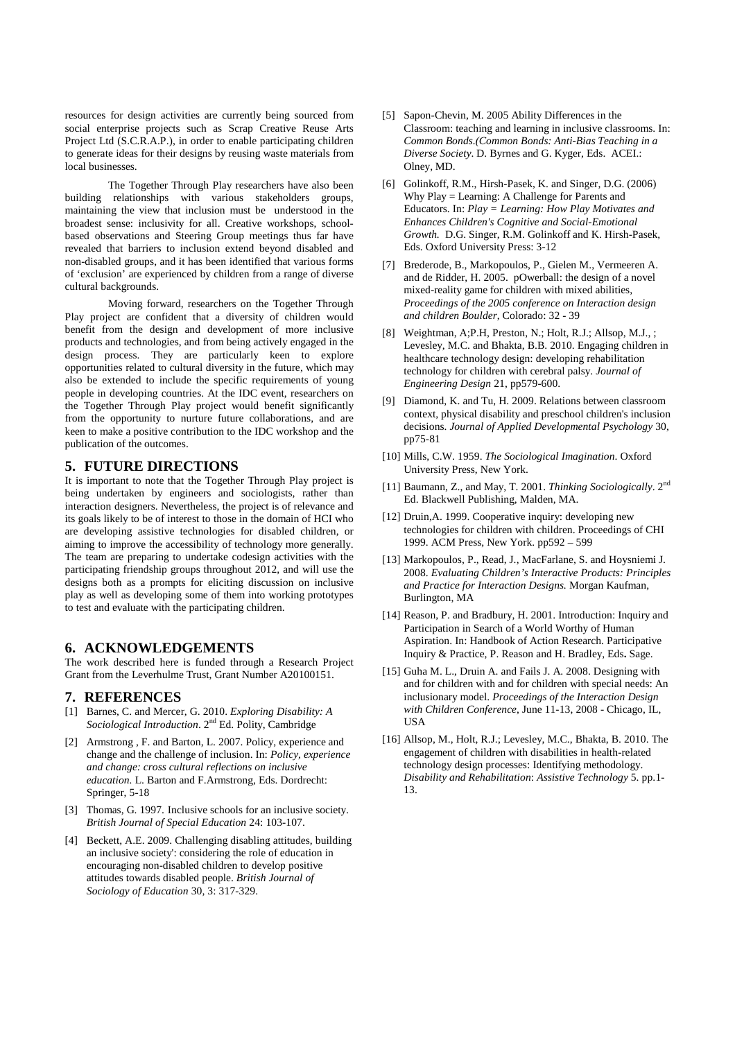resources for design activities are currently being sourced from social enterprise projects such as Scrap Creative Reuse Arts Project Ltd (S.C.R.A.P.), in order to enable participating children to generate ideas for their designs by reusing waste materials from local businesses.

The Together Through Play researchers have also been building relationships with various stakeholders groups, maintaining the view that inclusion must be understood in the broadest sense: inclusivity for all. Creative workshops, school-based observations and Steering Group meetings thus far have revealed that barriers to inclusion extend beyond disabled and non-disabled groups, and it has been identified that various forms of 'exclusion' are experienced by children from a range of diverse cultural backgrounds.

Moving forward, researchers on the Together Through Play project are confident that a diversity of children would benefit from the design and development of more inclusive products and technologies, and from being actively engaged in the design process. They are particularly keen to explore opportunities related to cultural diversity in the future, which may also be extended to include the specific requirements of young people in developing countries. At the IDC event, researchers on the Together Through Play project would benefit significantly from the opportunity to nurture future collaborations, and are keen to make a positive contribution to the IDC workshop and the publication of the outcomes.

## 5. FUTURE DIRECTIONS

It is important to note that the Together Through Play project is being undertaken by engineers and sociologists, rather than interaction designers. Nevertheless, the project is of relevance and its goals likely to be of interest to those in the domain of HCI who are developing assistive technologies for disabled children, or aiming to improve the accessibility of technology more generally. The team are preparing to undertake codesign activities with the participating friendship groups throughout 2012, and will use the designs both as a prompts for eliciting discussion on inclusive play as well as developing some of them into working prototypes to test and evaluate with the participating children.

## 6. ACKNOWLEDGEMENTS

The work described here is funded through a Research Project Grant from the Leverhulme Trust, Grant Number A20100151.

## 7. REFERENCES

[1] Barnes, C. and Mercer, G. 2010. *Exploring Disability: A Sociological Introduction*. 2nd Ed. Polity, Cambridge

[2] Armstrong , F. and Barton, L. 2007. Policy, experience and change and the challenge of inclusion. In: *Policy, experience and change: cross cultural reflections on inclusive education.* L. Barton and F.Armstrong, Eds. Dordrecht: Springer, 5-18

[3] Thomas, G. 1997. Inclusive schools for an inclusive society. *British Journal of Special Education* 24: 103-107.

[4] Beckett, A.E. 2009. Challenging disabling attitudes, building an inclusive society': considering the role of education in encouraging non-disabled children to develop positive attitudes towards disabled people. *British Journal of Sociology of Education* 30, 3: 317-329.

[5] Sapon-Chevin, M. 2005 Ability Differences in the Classroom: teaching and learning in inclusive classrooms. In: *Common Bonds.(Common Bonds: Anti-Bias Teaching in a Diverse Society*. D. Byrnes and G. Kyger, Eds. ACEI.: Olney, MD.

[6] Golinkoff, R.M., Hirsh-Pasek, K. and Singer, D.G. (2006) Why Play = Learning: A Challenge for Parents and Educators. In: *Play = Learning: How Play Motivates and Enhances Children's Cognitive and Social-Emotional Growth.* D.G. Singer, R.M. Golinkoff and K. Hirsh-Pasek, Eds. Oxford University Press: 3-12

[7] Brederode, B., Markopoulos, P., Gielen M., Vermeeren A. and de Ridder, H. 2005. pOwerball: the design of a novel mixed-reality game for children with mixed abilities, *Proceedings of the 2005 conference on Interaction design and children Boulder*, Colorado: 32 - 39

[8] Weightman, A;P.H, Preston, N.; Holt, R.J.; Allsop, M.J., ; Levesley, M.C. and Bhakta, B.B. 2010. Engaging children in healthcare technology design: developing rehabilitation technology for children with cerebral palsy. *Journal of Engineering Design* 21, pp579-600.

[9] Diamond, K. and Tu, H. 2009. Relations between classroom context, physical disability and preschool children's inclusion decisions. *Journal of Applied Developmental Psychology* 30, pp75-81

[10] Mills, C.W. 1959. *The Sociological Imagination*. Oxford University Press, New York.

[11] Baumann, Z., and May, T. 2001. *Thinking Sociologically*. 2nd Ed. Blackwell Publishing, Malden, MA.

[12] Druin,A. 1999. Cooperative inquiry: developing new technologies for children with children. Proceedings of CHI 1999. ACM Press, New York. pp592 – 599

[13] Markopoulos, P., Read, J., MacFarlane, S. and Hoysniemi J. 2008. *Evaluating Children's Interactive Products: Principles and Practice for Interaction Designs.* Morgan Kaufman, Burlington, MA

[14] Reason, P. and Bradbury, H. 2001. Introduction: Inquiry and Participation in Search of a World Worthy of Human Aspiration. In: Handbook of Action Research. Participative Inquiry & Practice, P. Reason and H. Bradley, Eds**.** Sage.

[15] Guha M. L., Druin A. and Fails J. A. 2008. Designing with and for children with and for children with special needs: An inclusionary model. *Proceedings of the Interaction Design with Children Conference*, June 11-13, 2008 - Chicago, IL, USA

[16] Allsop, M., Holt, R.J.; Levesley, M.C., Bhakta, B. 2010. The engagement of children with disabilities in health-related technology design processes: Identifying methodology. *Disability and Rehabilitation*: *Assistive Technology* 5. pp.1-13.